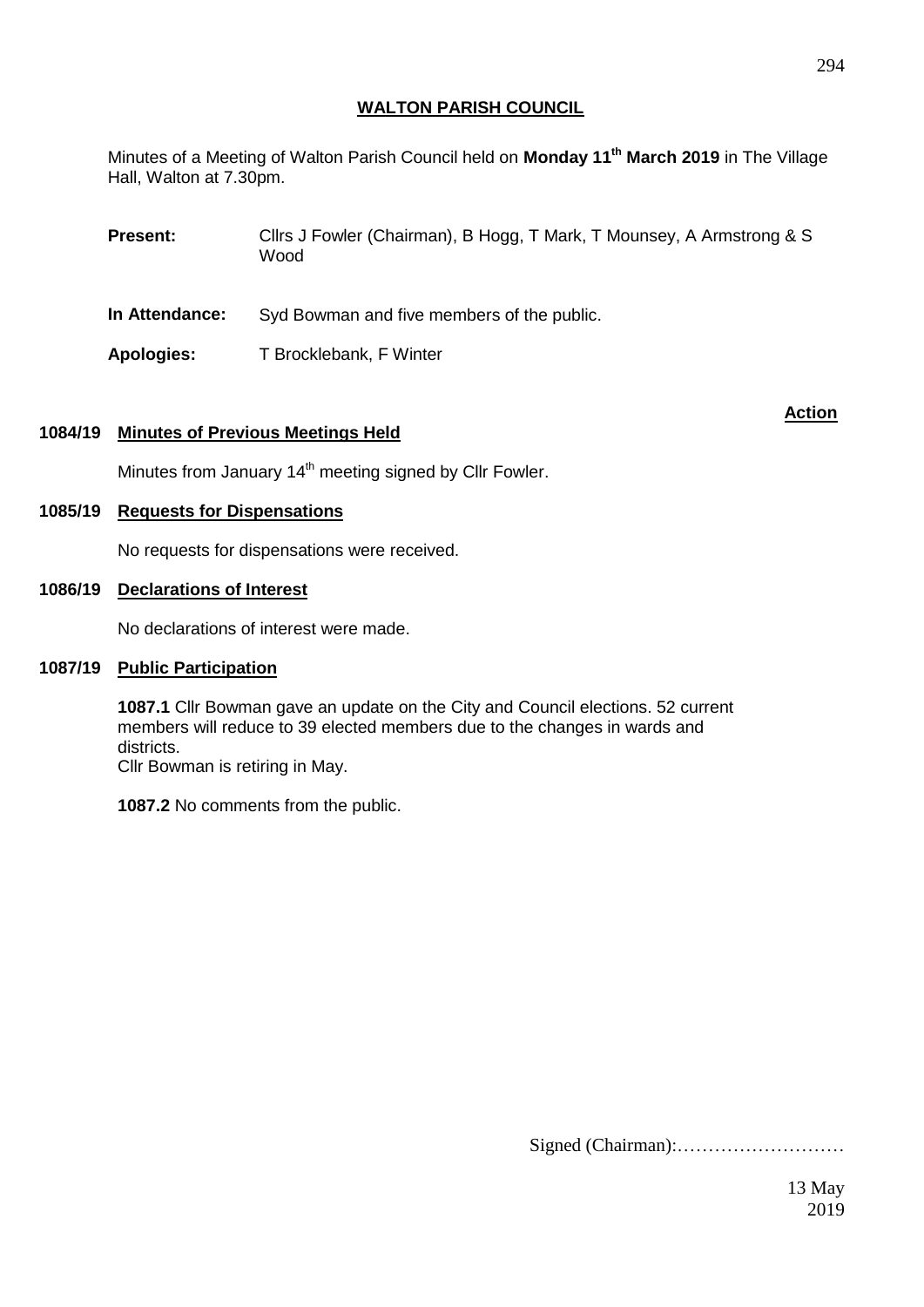# WALTON PARISH COUNCIL

Minutes of a Meeting of Walton Parish Council held on **Monday 11th March 2019** in The Village Hall, Walton at 7.30pm.

**Present:** Cllrs J Fowler (Chairman), B Hogg, T Mark, T Mounsey, A Armstrong & S Wood

**In Attendance:** Syd Bowman and five members of the public.

**Apologies:** T Brocklebank, F Winter

**Action**

## 1084/19 Minutes of Previous Meetings Held

Minutes from January 14th meeting signed by Cllr Fowler.

## 1085/19 Requests for Dispensations

No requests for dispensations were received.

## 1086/19 Declarations of Interest

No declarations of interest were made.

## 1087/19 Public Participation

**1087.1** Cllr Bowman gave an update on the City and Council elections. 52 current members will reduce to 39 elected members due to the changes in wards and districts.
Cllr Bowman is retiring in May.

**1087.2** No comments from the public.

Signed (Chairman):………………………

13 May 2019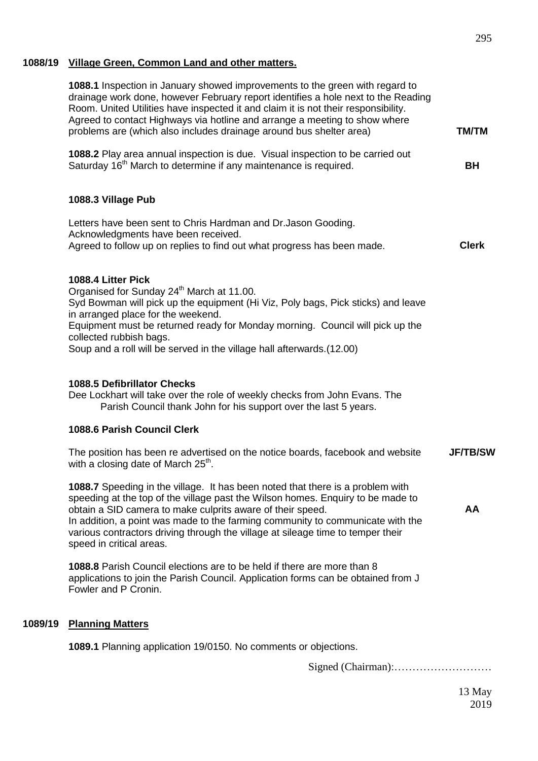## 1088/19 Village Green, Common Land and other matters.

**1088.1** Inspection in January showed improvements to the green with regard to drainage work done, however February report identifies a hole next to the Reading Room. United Utilities have inspected it and claim it is not their responsibility. Agreed to contact Highways via hotline and arrange a meeting to show where problems are (which also includes drainage around bus shelter area) **TM/TM**

**1088.2** Play area annual inspection is due. Visual inspection to be carried out Saturday 16th March to determine if any maintenance is required. **BH**

**1088.3 Village Pub**

Letters have been sent to Chris Hardman and Dr.Jason Gooding.
Acknowledgments have been received.
Agreed to follow up on replies to find out what progress has been made. **Clerk**

**1088.4 Litter Pick**

Organised for Sunday 24th March at 11.00.
Syd Bowman will pick up the equipment (Hi Viz, Poly bags, Pick sticks) and leave in arranged place for the weekend.
Equipment must be returned ready for Monday morning. Council will pick up the collected rubbish bags.
Soup and a roll will be served in the village hall afterwards.(12.00)

**1088.5 Defibrillator Checks**

Dee Lockhart will take over the role of weekly checks from John Evans. The Parish Council thank John for his support over the last 5 years.

**1088.6 Parish Council Clerk**

The position has been re advertised on the notice boards, facebook and website with a closing date of March 25th. **JF/TB/SW**

**1088.7** Speeding in the village. It has been noted that there is a problem with speeding at the top of the village past the Wilson homes. Enquiry to be made to obtain a SID camera to make culprits aware of their speed. **AA**
In addition, a point was made to the farming community to communicate with the various contractors driving through the village at sileage time to temper their speed in critical areas.

**1088.8** Parish Council elections are to be held if there are more than 8 applications to join the Parish Council. Application forms can be obtained from J Fowler and P Cronin.

## 1089/19 Planning Matters

**1089.1** Planning application 19/0150. No comments or objections.

Signed (Chairman):………………………

13 May 2019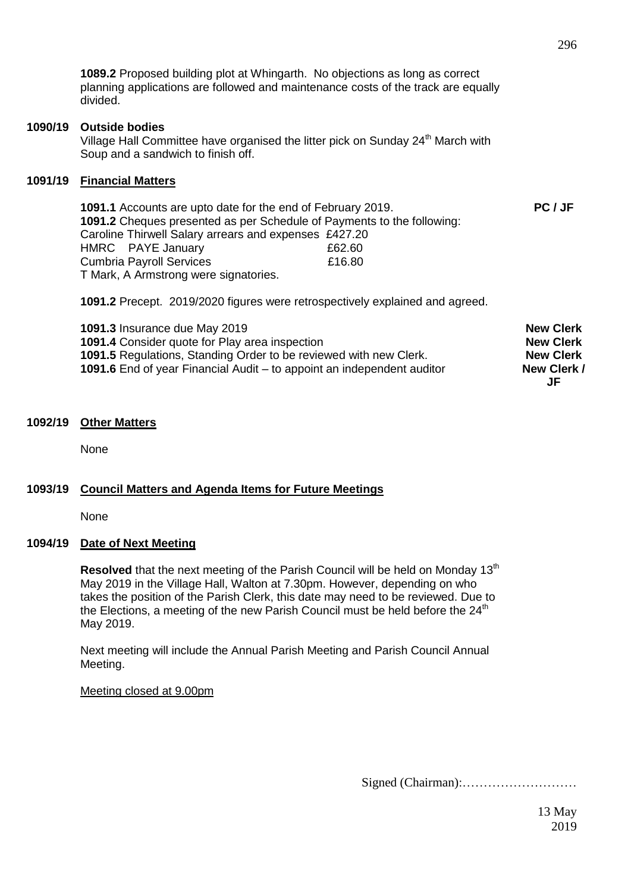**1089.2** Proposed building plot at Whingarth. No objections as long as correct planning applications are followed and maintenance costs of the track are equally divided.

**1090/19 Outside bodies**

Village Hall Committee have organised the litter pick on Sunday 24th March with Soup and a sandwich to finish off.

**1091/19 Financial Matters**

**1091.1** Accounts are upto date for the end of February 2019. **PC / JF**

**1091.2** Cheques presented as per Schedule of Payments to the following:

| | |
|---|---|
| Caroline Thirwell Salary arrears and expenses | £427.20 |
| HMRC PAYE January | £62.60 |
| Cumbria Payroll Services | £16.80 |

T Mark, A Armstrong were signatories.

**1091.2** Precept. 2019/2020 figures were retrospectively explained and agreed.

| | |
|---|---|
| **1091.3** Insurance due May 2019 | **New Clerk** |
| **1091.4** Consider quote for Play area inspection | **New Clerk** |
| **1091.5** Regulations, Standing Order to be reviewed with new Clerk. | **New Clerk** |
| **1091.6** End of year Financial Audit – to appoint an independent auditor | **New Clerk / JF** |

**1092/19 Other Matters**

None

**1093/19 Council Matters and Agenda Items for Future Meetings**

None

**1094/19 Date of Next Meeting**

**Resolved** that the next meeting of the Parish Council will be held on Monday 13th May 2019 in the Village Hall, Walton at 7.30pm. However, depending on who takes the position of the Parish Clerk, this date may need to be reviewed. Due to the Elections, a meeting of the new Parish Council must be held before the 24th May 2019.

Next meeting will include the Annual Parish Meeting and Parish Council Annual Meeting.

Meeting closed at 9.00pm

Signed (Chairman):………………………

13 May 2019